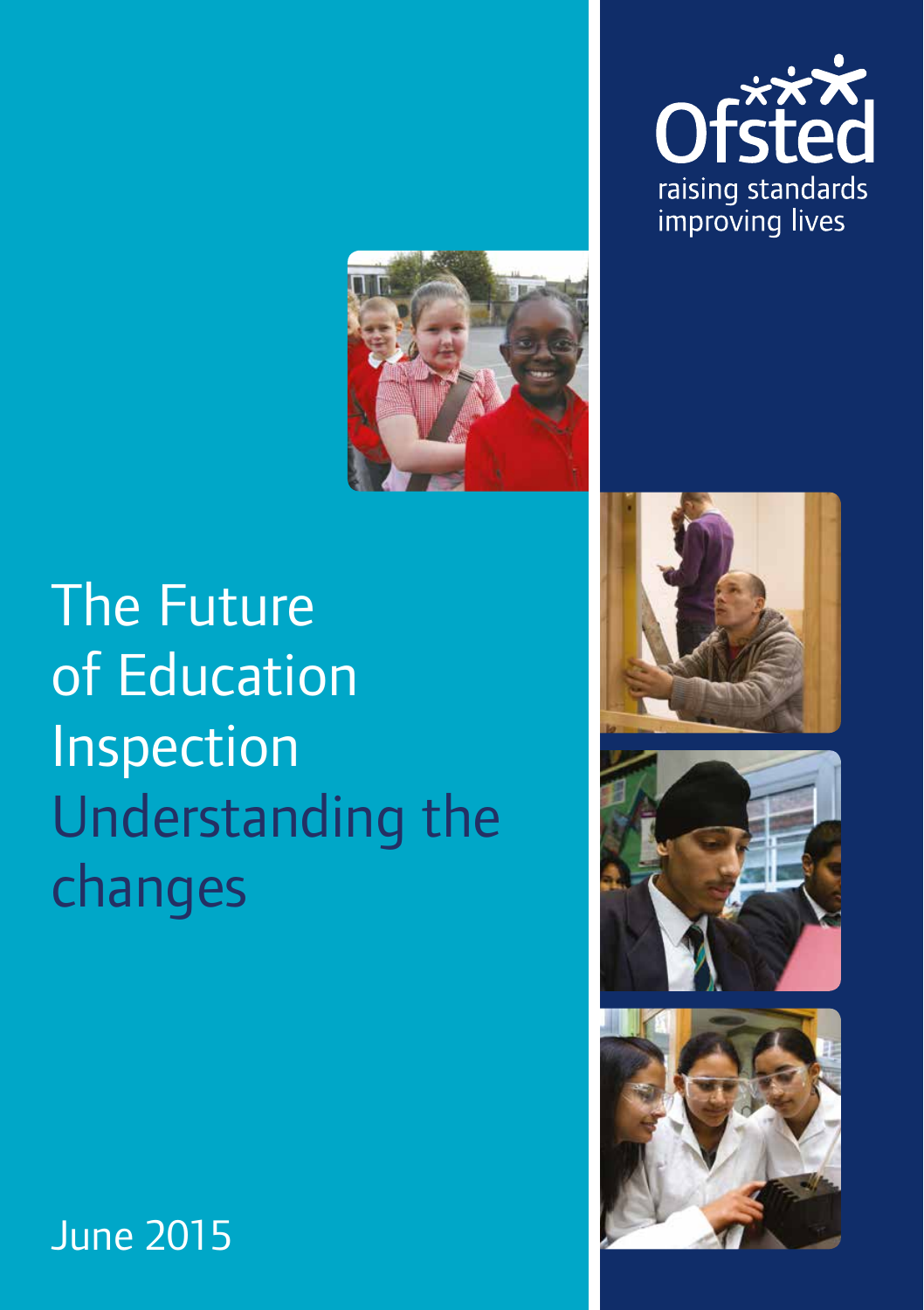Ofsted

raising standards
improving lives

# The Future of Education Inspection

## Understanding the changes

June 2015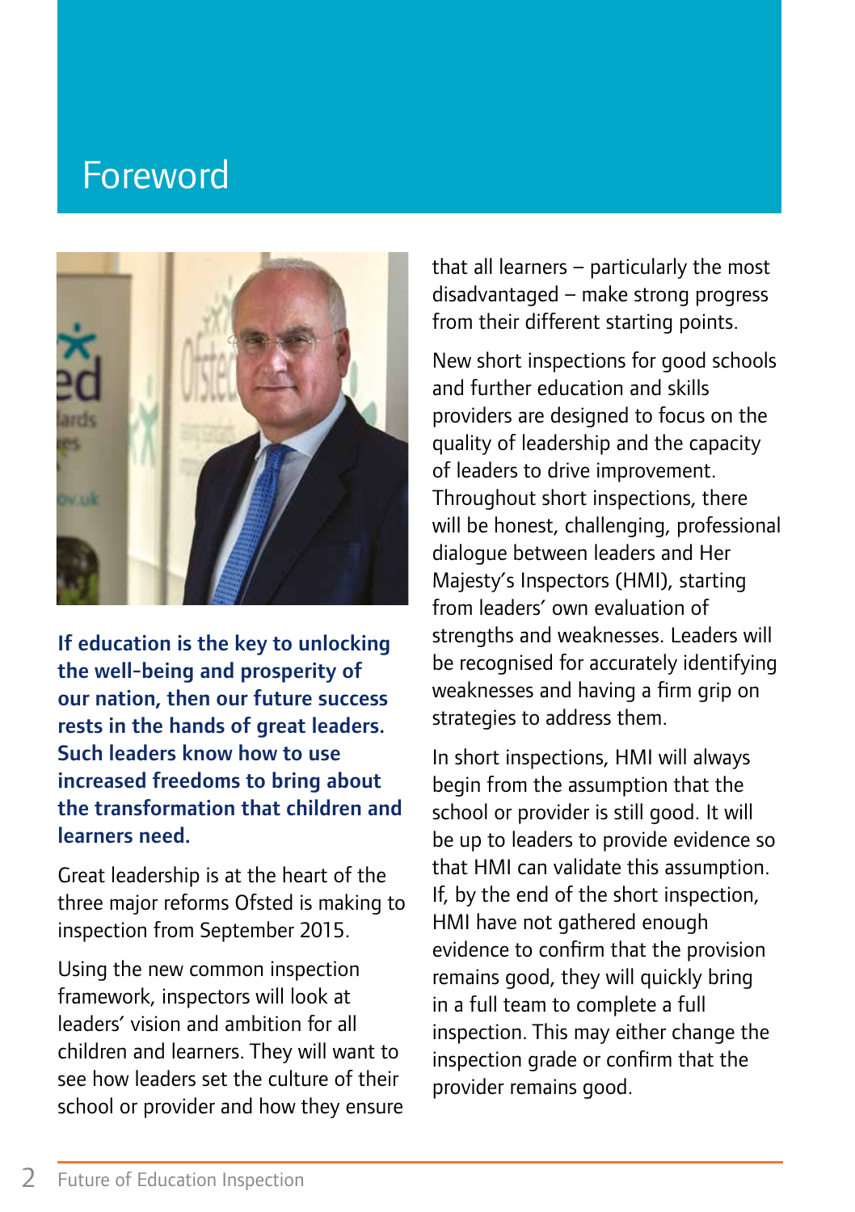# Foreword

**If education is the key to unlocking the well-being and prosperity of our nation, then our future success rests in the hands of great leaders. Such leaders know how to use increased freedoms to bring about the transformation that children and learners need.**

Great leadership is at the heart of the three major reforms Ofsted is making to inspection from September 2015.

Using the new common inspection framework, inspectors will look at leaders' vision and ambition for all children and learners. They will want to see how leaders set the culture of their school or provider and how they ensure that all learners – particularly the most disadvantaged – make strong progress from their different starting points.

New short inspections for good schools and further education and skills providers are designed to focus on the quality of leadership and the capacity of leaders to drive improvement. Throughout short inspections, there will be honest, challenging, professional dialogue between leaders and Her Majesty's Inspectors (HMI), starting from leaders' own evaluation of strengths and weaknesses. Leaders will be recognised for accurately identifying weaknesses and having a firm grip on strategies to address them.

In short inspections, HMI will always begin from the assumption that the school or provider is still good. It will be up to leaders to provide evidence so that HMI can validate this assumption. If, by the end of the short inspection, HMI have not gathered enough evidence to confirm that the provision remains good, they will quickly bring in a full team to complete a full inspection. This may either change the inspection grade or confirm that the provider remains good.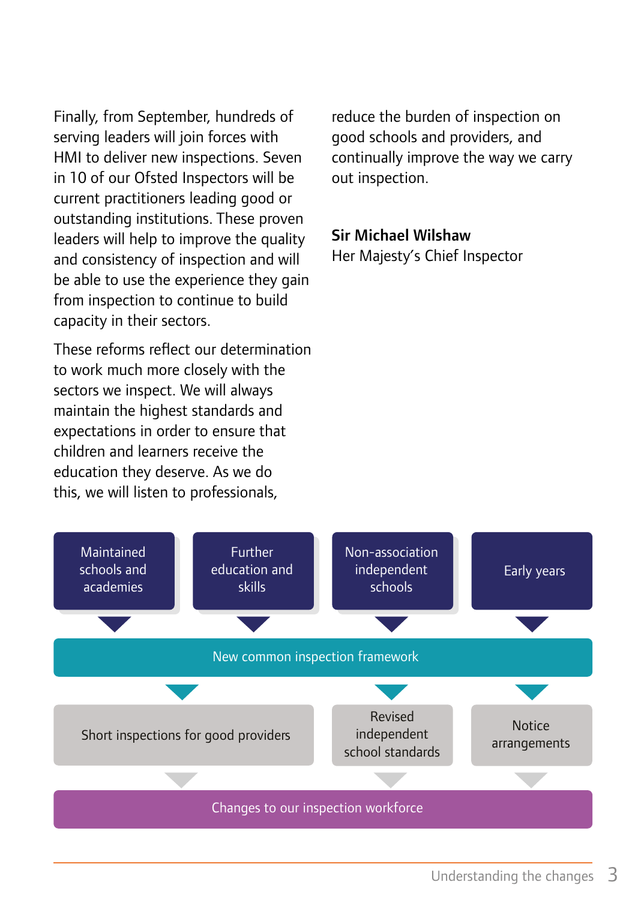Finally, from September, hundreds of serving leaders will join forces with HMI to deliver new inspections. Seven in 10 of our Ofsted Inspectors will be current practitioners leading good or outstanding institutions. These proven leaders will help to improve the quality and consistency of inspection and will be able to use the experience they gain from inspection to continue to build capacity in their sectors.

These reforms reflect our determination to work much more closely with the sectors we inspect. We will always maintain the highest standards and expectations in order to ensure that children and learners receive the education they deserve. As we do this, we will listen to professionals, reduce the burden of inspection on good schools and providers, and continually improve the way we carry out inspection.

**Sir Michael Wilshaw**
Her Majesty's Chief Inspector

Maintained schools and academies | Further education and skills | Non-association independent schools | Early years

New common inspection framework

Short inspections for good providers | Revised independent school standards | Notice arrangements

Changes to our inspection workforce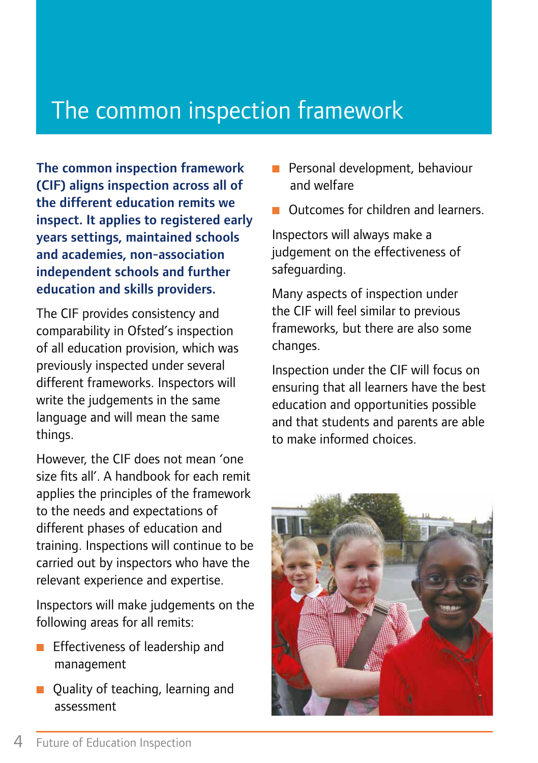# The common inspection framework

**The common inspection framework (CIF) aligns inspection across all of the different education remits we inspect. It applies to registered early years settings, maintained schools and academies, non-association independent schools and further education and skills providers.**

The CIF provides consistency and comparability in Ofsted's inspection of all education provision, which was previously inspected under several different frameworks. Inspectors will write the judgements in the same language and will mean the same things.

However, the CIF does not mean 'one size fits all'. A handbook for each remit applies the principles of the framework to the needs and expectations of different phases of education and training. Inspections will continue to be carried out by inspectors who have the relevant experience and expertise.

Inspectors will make judgements on the following areas for all remits:

- Effectiveness of leadership and management
- Quality of teaching, learning and assessment
- Personal development, behaviour and welfare
- Outcomes for children and learners.

Inspectors will always make a judgement on the effectiveness of safeguarding.

Many aspects of inspection under the CIF will feel similar to previous frameworks, but there are also some changes.

Inspection under the CIF will focus on ensuring that all learners have the best education and opportunities possible and that students and parents are able to make informed choices.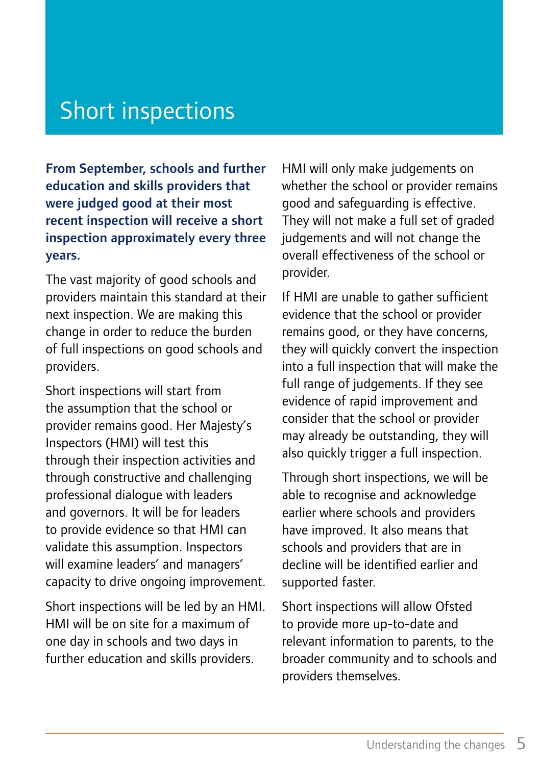# Short inspections

**From September, schools and further education and skills providers that were judged good at their most recent inspection will receive a short inspection approximately every three years.**

The vast majority of good schools and providers maintain this standard at their next inspection. We are making this change in order to reduce the burden of full inspections on good schools and providers.

Short inspections will start from the assumption that the school or provider remains good. Her Majesty's Inspectors (HMI) will test this through their inspection activities and through constructive and challenging professional dialogue with leaders and governors. It will be for leaders to provide evidence so that HMI can validate this assumption. Inspectors will examine leaders' and managers' capacity to drive ongoing improvement.

Short inspections will be led by an HMI. HMI will be on site for a maximum of one day in schools and two days in further education and skills providers.

HMI will only make judgements on whether the school or provider remains good and safeguarding is effective. They will not make a full set of graded judgements and will not change the overall effectiveness of the school or provider.

If HMI are unable to gather sufficient evidence that the school or provider remains good, or they have concerns, they will quickly convert the inspection into a full inspection that will make the full range of judgements. If they see evidence of rapid improvement and consider that the school or provider may already be outstanding, they will also quickly trigger a full inspection.

Through short inspections, we will be able to recognise and acknowledge earlier where schools and providers have improved. It also means that schools and providers that are in decline will be identified earlier and supported faster.

Short inspections will allow Ofsted to provide more up-to-date and relevant information to parents, to the broader community and to schools and providers themselves.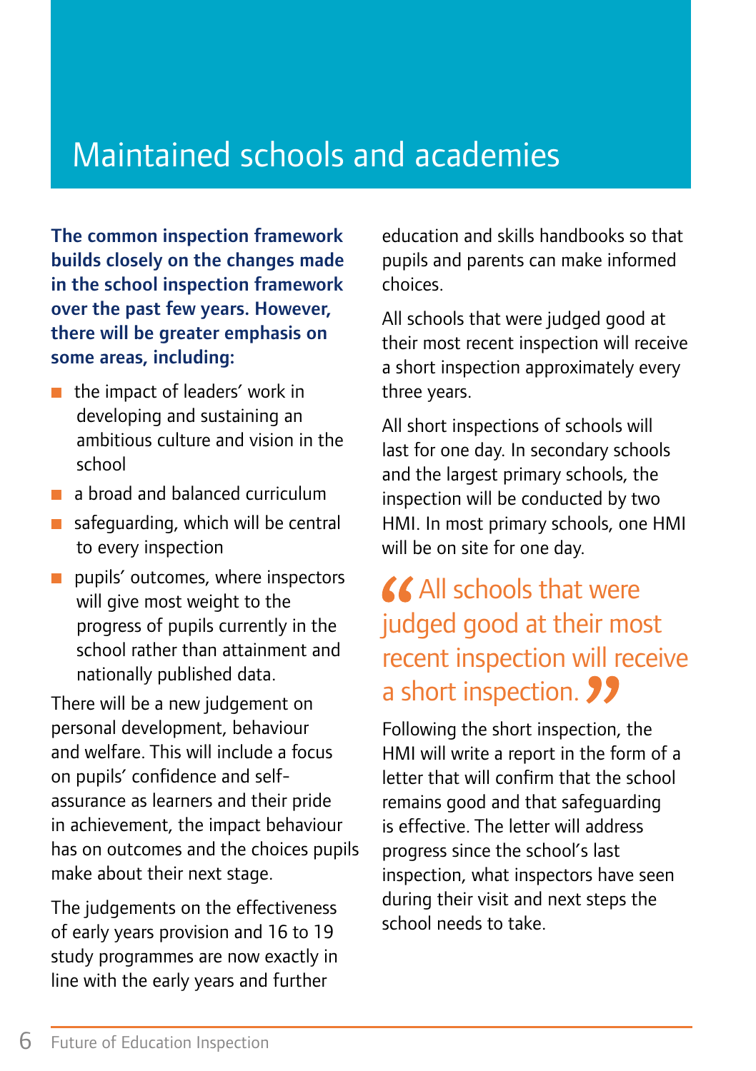# Maintained schools and academies

**The common inspection framework builds closely on the changes made in the school inspection framework over the past few years. However, there will be greater emphasis on some areas, including:**

- the impact of leaders' work in developing and sustaining an ambitious culture and vision in the school
- a broad and balanced curriculum
- safeguarding, which will be central to every inspection
- pupils' outcomes, where inspectors will give most weight to the progress of pupils currently in the school rather than attainment and nationally published data.

There will be a new judgement on personal development, behaviour and welfare. This will include a focus on pupils' confidence and self-assurance as learners and their pride in achievement, the impact behaviour has on outcomes and the choices pupils make about their next stage.

The judgements on the effectiveness of early years provision and 16 to 19 study programmes are now exactly in line with the early years and further education and skills handbooks so that pupils and parents can make informed choices.

All schools that were judged good at their most recent inspection will receive a short inspection approximately every three years.

All short inspections of schools will last for one day. In secondary schools and the largest primary schools, the inspection will be conducted by two HMI. In most primary schools, one HMI will be on site for one day.

> "All schools that were judged good at their most recent inspection will receive a short inspection."

Following the short inspection, the HMI will write a report in the form of a letter that will confirm that the school remains good and that safeguarding is effective. The letter will address progress since the school's last inspection, what inspectors have seen during their visit and next steps the school needs to take.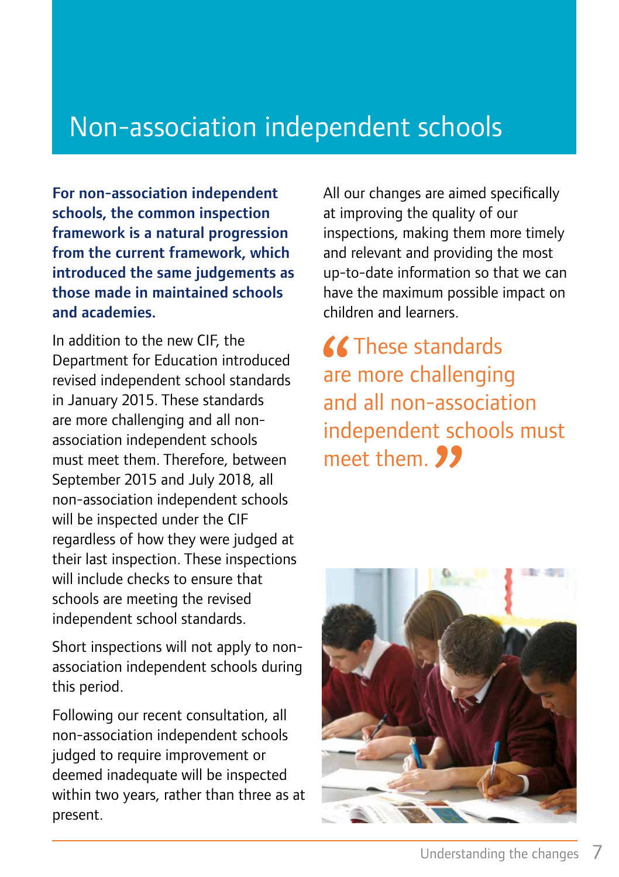# Non-association independent schools

**For non-association independent schools, the common inspection framework is a natural progression from the current framework, which introduced the same judgements as those made in maintained schools and academies.**

In addition to the new CIF, the Department for Education introduced revised independent school standards in January 2015. These standards are more challenging and all non-association independent schools must meet them. Therefore, between September 2015 and July 2018, all non-association independent schools will be inspected under the CIF regardless of how they were judged at their last inspection. These inspections will include checks to ensure that schools are meeting the revised independent school standards.

Short inspections will not apply to non-association independent schools during this period.

Following our recent consultation, all non-association independent schools judged to require improvement or deemed inadequate will be inspected within two years, rather than three as at present.

All our changes are aimed specifically at improving the quality of our inspections, making them more timely and relevant and providing the most up-to-date information so that we can have the maximum possible impact on children and learners.

> “These standards are more challenging and all non-association independent schools must meet them.”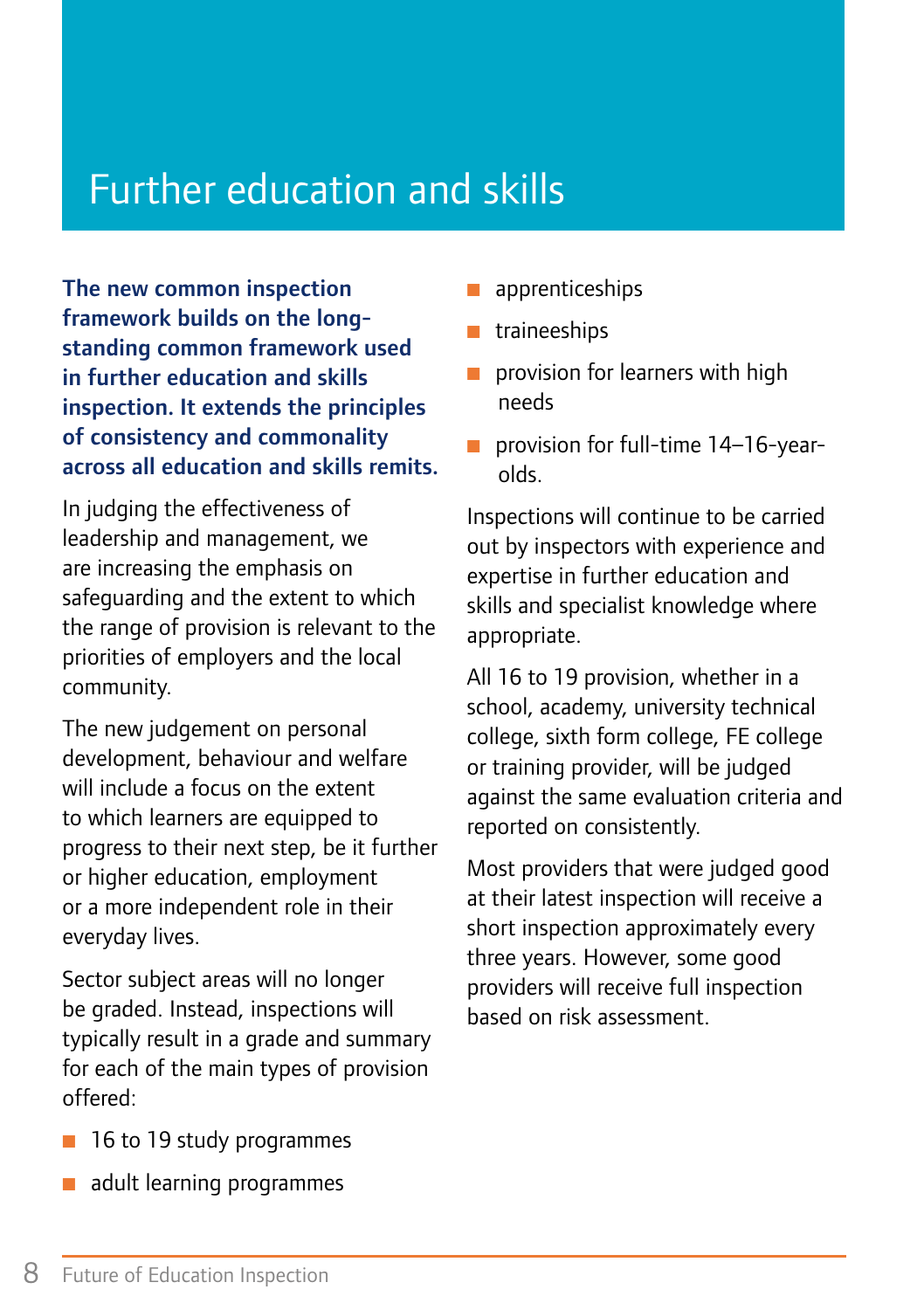# Further education and skills

**The new common inspection framework builds on the long-standing common framework used in further education and skills inspection. It extends the principles of consistency and commonality across all education and skills remits.**

In judging the effectiveness of leadership and management, we are increasing the emphasis on safeguarding and the extent to which the range of provision is relevant to the priorities of employers and the local community.

The new judgement on personal development, behaviour and welfare will include a focus on the extent to which learners are equipped to progress to their next step, be it further or higher education, employment or a more independent role in their everyday lives.

Sector subject areas will no longer be graded. Instead, inspections will typically result in a grade and summary for each of the main types of provision offered:

- 16 to 19 study programmes
- adult learning programmes
- apprenticeships
- traineeships
- provision for learners with high needs
- provision for full-time 14–16-year-olds.

Inspections will continue to be carried out by inspectors with experience and expertise in further education and skills and specialist knowledge where appropriate.

All 16 to 19 provision, whether in a school, academy, university technical college, sixth form college, FE college or training provider, will be judged against the same evaluation criteria and reported on consistently.

Most providers that were judged good at their latest inspection will receive a short inspection approximately every three years. However, some good providers will receive full inspection based on risk assessment.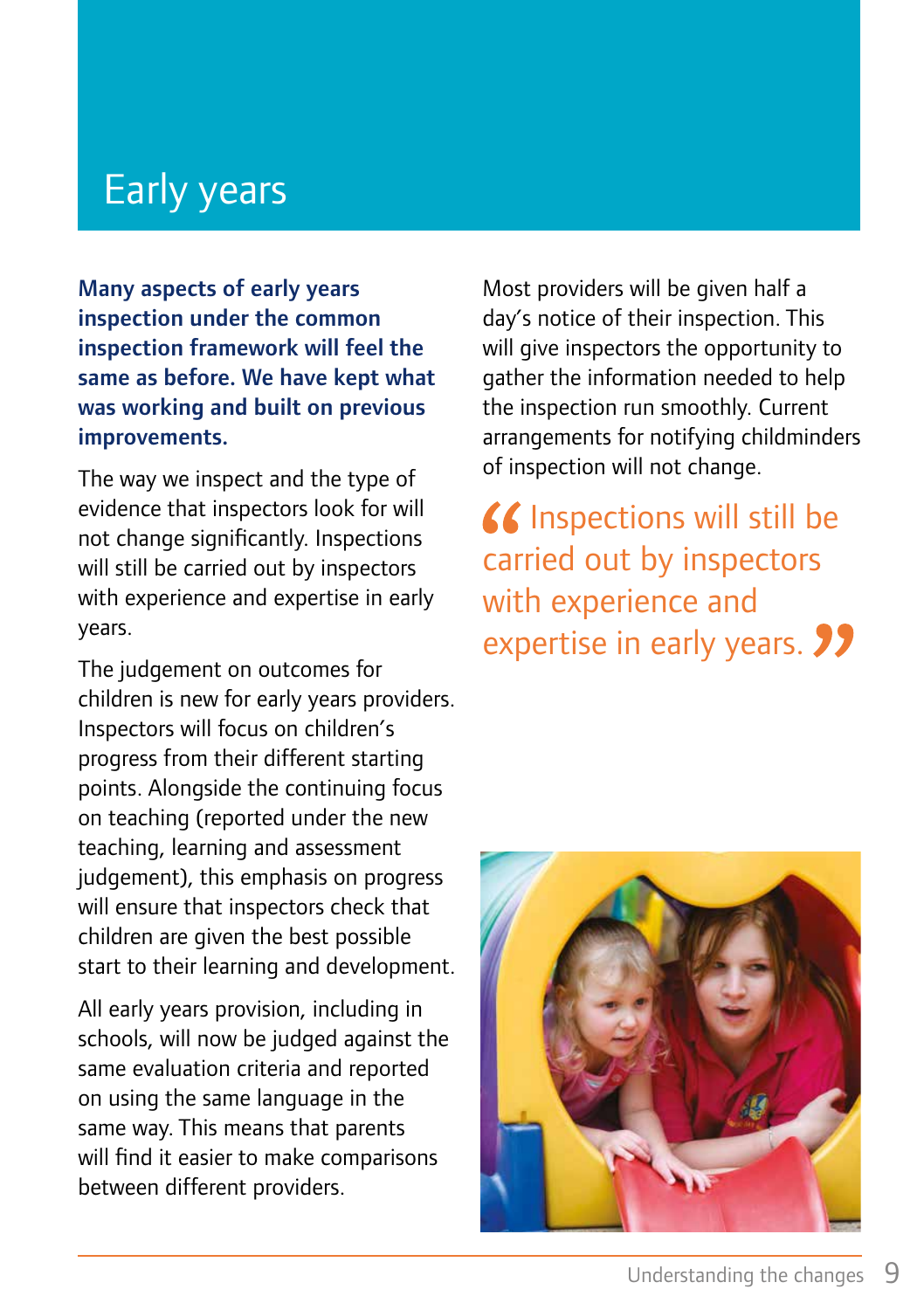# Early years

**Many aspects of early years inspection under the common inspection framework will feel the same as before. We have kept what was working and built on previous improvements.**

The way we inspect and the type of evidence that inspectors look for will not change significantly. Inspections will still be carried out by inspectors with experience and expertise in early years.

The judgement on outcomes for children is new for early years providers. Inspectors will focus on children's progress from their different starting points. Alongside the continuing focus on teaching (reported under the new teaching, learning and assessment judgement), this emphasis on progress will ensure that inspectors check that children are given the best possible start to their learning and development.

All early years provision, including in schools, will now be judged against the same evaluation criteria and reported on using the same language in the same way. This means that parents will find it easier to make comparisons between different providers.

Most providers will be given half a day's notice of their inspection. This will give inspectors the opportunity to gather the information needed to help the inspection run smoothly. Current arrangements for notifying childminders of inspection will not change.

> "Inspections will still be carried out by inspectors with experience and expertise in early years."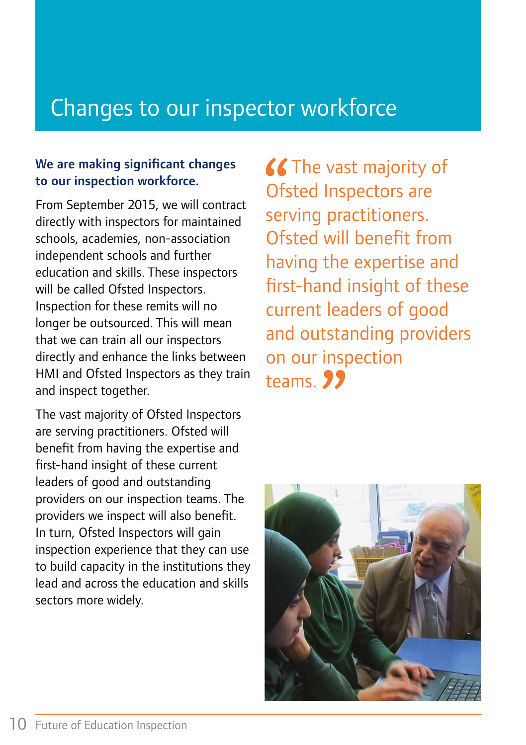# Changes to our inspector workforce

**We are making significant changes to our inspection workforce.**

From September 2015, we will contract directly with inspectors for maintained schools, academies, non-association independent schools and further education and skills. These inspectors will be called Ofsted Inspectors. Inspection for these remits will no longer be outsourced. This will mean that we can train all our inspectors directly and enhance the links between HMI and Ofsted Inspectors as they train and inspect together.

The vast majority of Ofsted Inspectors are serving practitioners. Ofsted will benefit from having the expertise and first-hand insight of these current leaders of good and outstanding providers on our inspection teams. The providers we inspect will also benefit. In turn, Ofsted Inspectors will gain inspection experience that they can use to build capacity in the institutions they lead and across the education and skills sectors more widely.

> “The vast majority of Ofsted Inspectors are serving practitioners. Ofsted will benefit from having the expertise and first-hand insight of these current leaders of good and outstanding providers on our inspection teams.”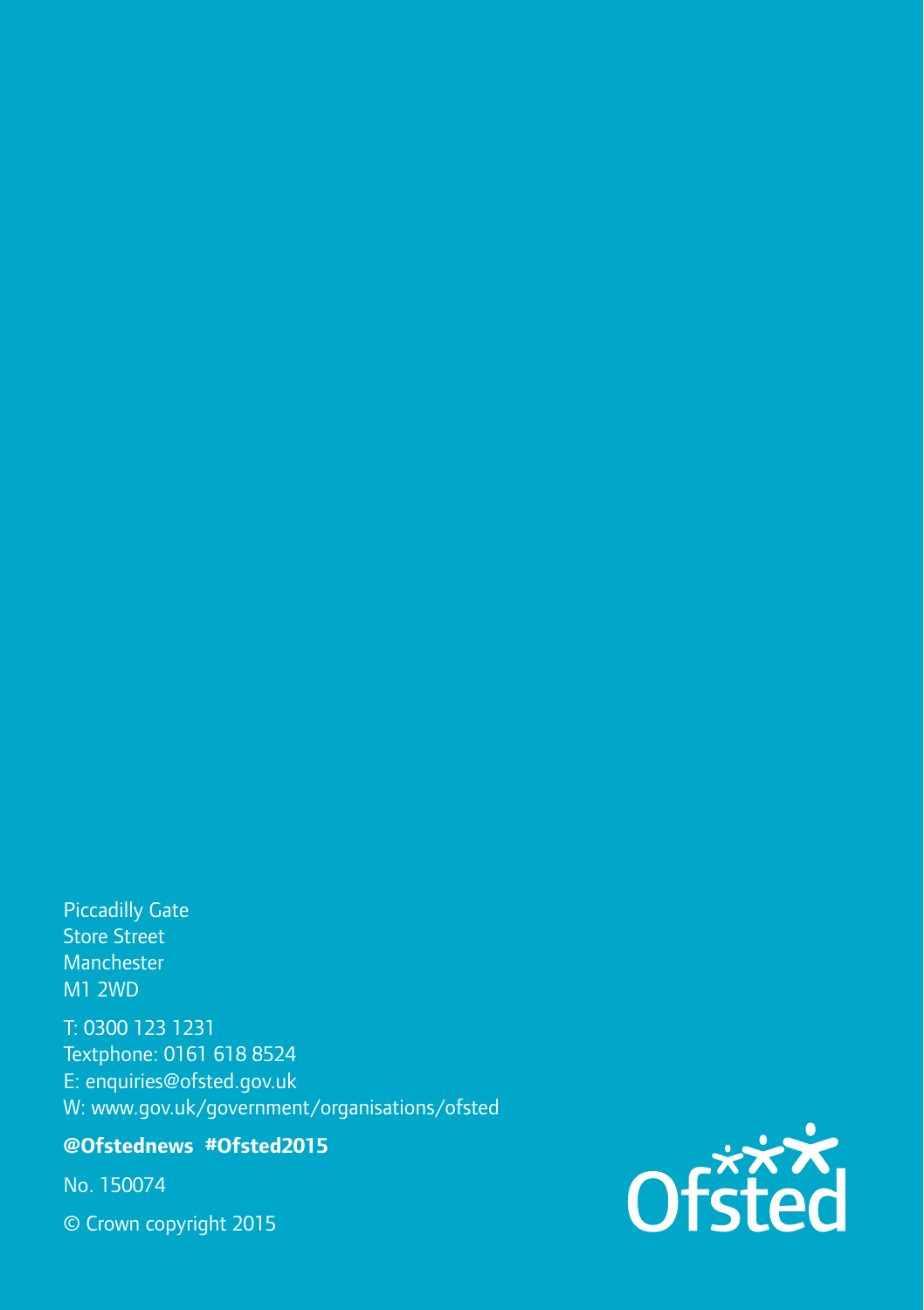Piccadilly Gate
Store Street
Manchester
M1 2WD

T: 0300 123 1231
Textphone: 0161 618 8524
E: enquiries@ofsted.gov.uk
W: www.gov.uk/government/organisations/ofsted

**@Ofstednews #Ofsted2015**

No. 150074

© Crown copyright 2015

Ofsted